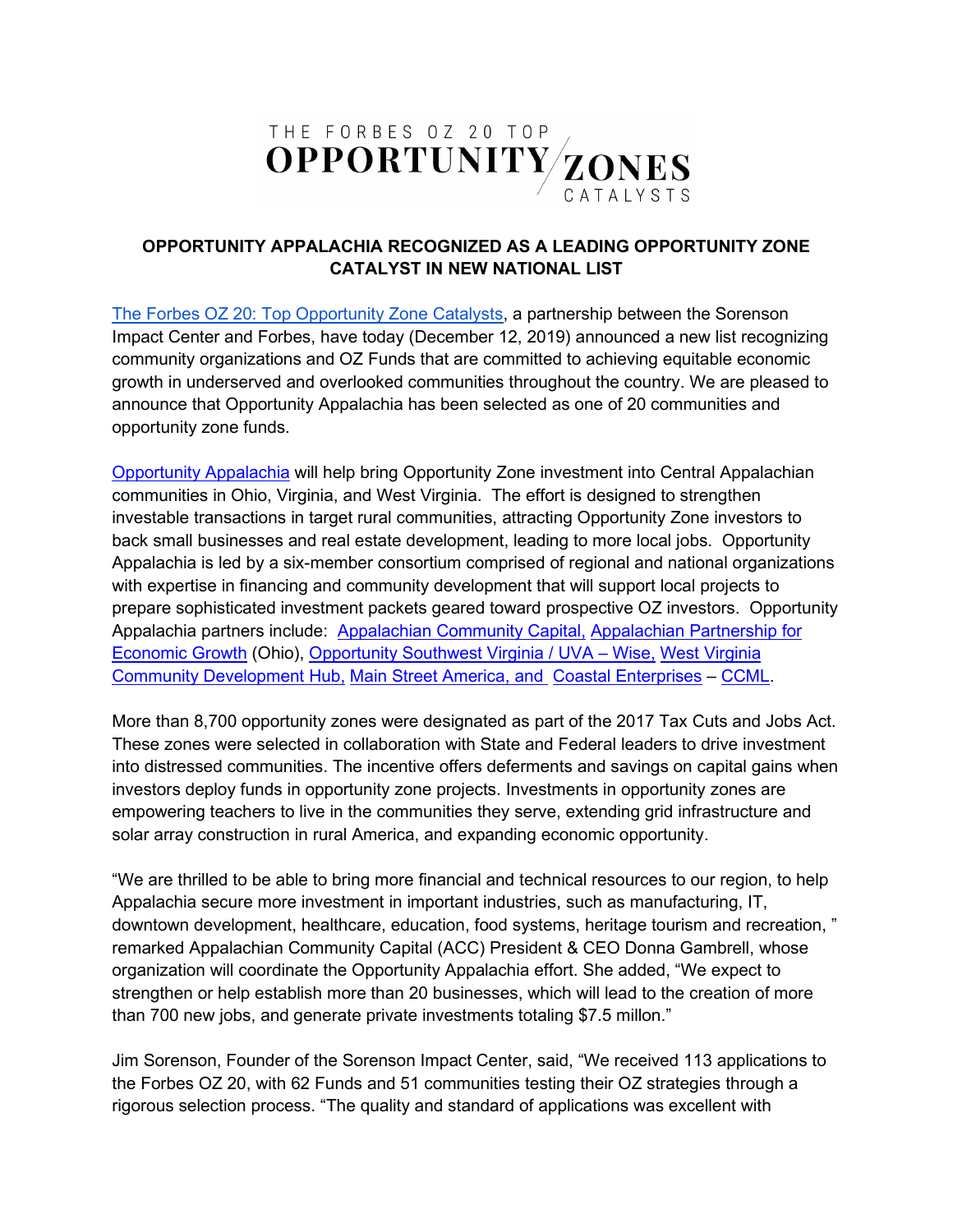THE FORBES OZ 20 TOP OPPORTUNITY ZONES CATALYSTS

## OPPORTUNITY APPALACHIA RECOGNIZED AS A LEADING OPPORTUNITY ZONE CATALYST IN NEW NATIONAL LIST

The Forbes OZ 20: Top Opportunity Zone Catalysts, a partnership between the Sorenson Impact Center and Forbes, have today (December 12, 2019) announced a new list recognizing community organizations and OZ Funds that are committed to achieving equitable economic growth in underserved and overlooked communities throughout the country. We are pleased to announce that Opportunity Appalachia has been selected as one of 20 communities and opportunity zone funds.

Opportunity Appalachia will help bring Opportunity Zone investment into Central Appalachian communities in Ohio, Virginia, and West Virginia. The effort is designed to strengthen investable transactions in target rural communities, attracting Opportunity Zone investors to back small businesses and real estate development, leading to more local jobs. Opportunity Appalachia is led by a six-member consortium comprised of regional and national organizations with expertise in financing and community development that will support local projects to prepare sophisticated investment packets geared toward prospective OZ investors. Opportunity Appalachia partners include: Appalachian Community Capital, Appalachian Partnership for Economic Growth (Ohio), Opportunity Southwest Virginia / UVA – Wise, West Virginia Community Development Hub, Main Street America, and Coastal Enterprises – CCML.

More than 8,700 opportunity zones were designated as part of the 2017 Tax Cuts and Jobs Act. These zones were selected in collaboration with State and Federal leaders to drive investment into distressed communities. The incentive offers deferments and savings on capital gains when investors deploy funds in opportunity zone projects. Investments in opportunity zones are empowering teachers to live in the communities they serve, extending grid infrastructure and solar array construction in rural America, and expanding economic opportunity.

"We are thrilled to be able to bring more financial and technical resources to our region, to help Appalachia secure more investment in important industries, such as manufacturing, IT, downtown development, healthcare, education, food systems, heritage tourism and recreation, " remarked Appalachian Community Capital (ACC) President & CEO Donna Gambrell, whose organization will coordinate the Opportunity Appalachia effort. She added, "We expect to strengthen or help establish more than 20 businesses, which will lead to the creation of more than 700 new jobs, and generate private investments totaling $7.5 millon."

Jim Sorenson, Founder of the Sorenson Impact Center, said, "We received 113 applications to the Forbes OZ 20, with 62 Funds and 51 communities testing their OZ strategies through a rigorous selection process. "The quality and standard of applications was excellent with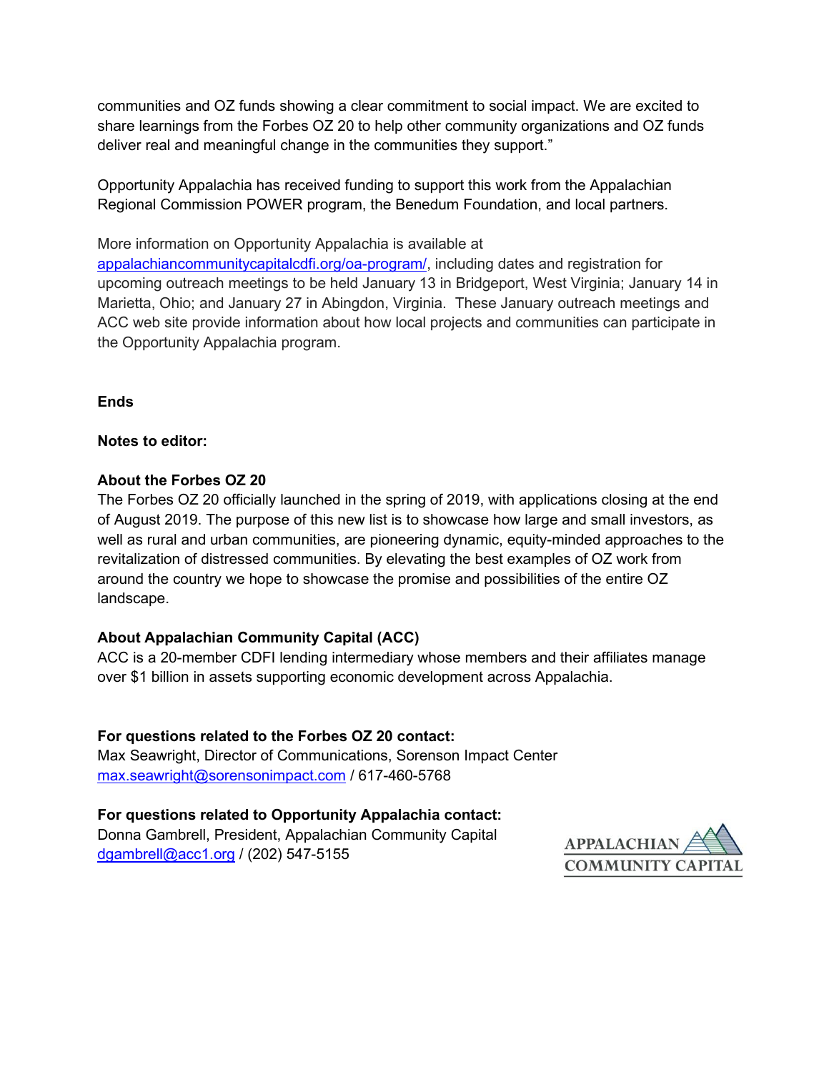communities and OZ funds showing a clear commitment to social impact. We are excited to share learnings from the Forbes OZ 20 to help other community organizations and OZ funds deliver real and meaningful change in the communities they support."

Opportunity Appalachia has received funding to support this work from the Appalachian Regional Commission POWER program, the Benedum Foundation, and local partners.

More information on Opportunity Appalachia is available at [appalachiancommunitycapitalcdfi.org/oa-program/](appalachiancommunitycapitalcdfi.org/oa-program/), including dates and registration for upcoming outreach meetings to be held January 13 in Bridgeport, West Virginia; January 14 in Marietta, Ohio; and January 27 in Abingdon, Virginia. These January outreach meetings and ACC web site provide information about how local projects and communities can participate in the Opportunity Appalachia program.

**Ends**

**Notes to editor:**

**About the Forbes OZ 20**

The Forbes OZ 20 officially launched in the spring of 2019, with applications closing at the end of August 2019. The purpose of this new list is to showcase how large and small investors, as well as rural and urban communities, are pioneering dynamic, equity-minded approaches to the revitalization of distressed communities. By elevating the best examples of OZ work from around the country we hope to showcase the promise and possibilities of the entire OZ landscape.

**About Appalachian Community Capital (ACC)**

ACC is a 20-member CDFI lending intermediary whose members and their affiliates manage over $1 billion in assets supporting economic development across Appalachia.

**For questions related to the Forbes OZ 20 contact:**

Max Seawright, Director of Communications, Sorenson Impact Center
[max.seawright@sorensonimpact.com](mailto:max.seawright@sorensonimpact.com) / 617-460-5768

**For questions related to Opportunity Appalachia contact:**

Donna Gambrell, President, Appalachian Community Capital
[dgambrell@acc1.org](mailto:dgambrell@acc1.org) / (202) 547-5155

APPALACHIAN COMMUNITY CAPITAL